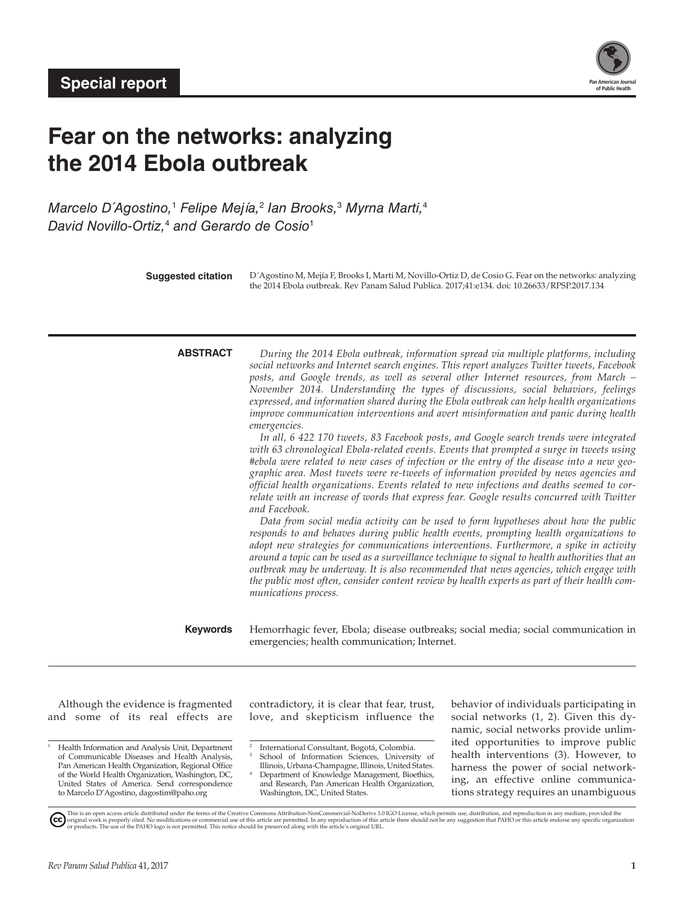Special report

# Fear on the networks: analyzing the 2014 Ebola outbreak

*Marcelo D´Agostino,*[1] *Felipe Mejía,*[2] *Ian Brooks,*[3] *Myrna Marti,*[4] *David Novillo-Ortiz,*[4] *and Gerardo de Cosio*[1]

**Suggested citation** D´Agostino M, Mejía F, Brooks I, Marti M, Novillo-Ortiz D, de Cosio G. Fear on the networks: analyzing the 2014 Ebola outbreak. Rev Panam Salud Publica. 2017;41:e134. doi: 10.26633/RPSP.2017.134

## ABSTRACT

*During the 2014 Ebola outbreak, information spread via multiple platforms, including social networks and Internet search engines. This report analyzes Twitter tweets, Facebook posts, and Google trends, as well as several other Internet resources, from March – November 2014. Understanding the types of discussions, social behaviors, feelings expressed, and information shared during the Ebola outbreak can help health organizations improve communication interventions and avert misinformation and panic during health emergencies.*

*In all, 6 422 170 tweets, 83 Facebook posts, and Google search trends were integrated with 63 chronological Ebola-related events. Events that prompted a surge in tweets using #ebola were related to new cases of infection or the entry of the disease into a new geographic area. Most tweets were re-tweets of information provided by news agencies and official health organizations. Events related to new infections and deaths seemed to correlate with an increase of words that express fear. Google results concurred with Twitter and Facebook.*

*Data from social media activity can be used to form hypotheses about how the public responds to and behaves during public health events, prompting health organizations to adopt new strategies for communications interventions. Furthermore, a spike in activity around a topic can be used as a surveillance technique to signal to health authorities that an outbreak may be underway. It is also recommended that news agencies, which engage with the public most often, consider content review by health experts as part of their health communications process.*

**Keywords** Hemorrhagic fever, Ebola; disease outbreaks; social media; social communication in emergencies; health communication; Internet.

Although the evidence is fragmented and some of its real effects are contradictory, it is clear that fear, trust, love, and skepticism influence the behavior of individuals participating in social networks (1, 2). Given this dynamic, social networks provide unlimited opportunities to improve public health interventions (3). However, to harness the power of social networking, an effective online communications strategy requires an unambiguous

---

[1] Health Information and Analysis Unit, Department of Communicable Diseases and Health Analysis, Pan American Health Organization, Regional Office of the World Health Organization, Washington, DC, United States of America. Send correspondence to Marcelo D'Agostino, dagostim@paho.org

[2] International Consultant, Bogotá, Colombia.

[3] School of Information Sciences, University of Illinois, Urbana-Champagne, Illinois, United States.

[4] Department of Knowledge Management, Bioethics, and Research, Pan American Health Organization, Washington, DC, United States.

This is an open access article distributed under the terms of the Creative Commons Attribution-NonCommercial-NoDerivs 3.0 IGO License, which permits use, distribution, and reproduction in any medium, provided the original work is properly cited. No modifications or commercial use of this article are permitted. In any reproduction of this article there should not be any suggestion that PAHO or this article endorse any specific organization or products. The use of the PAHO logo is not permitted. This notice should be preserved along with the article's original URL.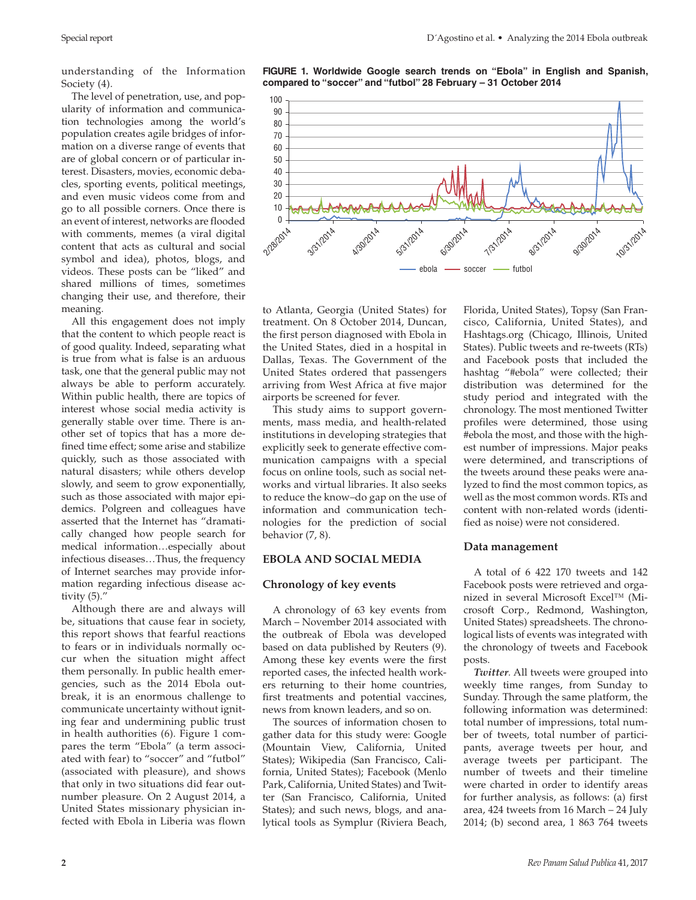understanding of the Information Society (4).

The level of penetration, use, and popularity of information and communication technologies among the world's population creates agile bridges of information on a diverse range of events that are of global concern or of particular interest. Disasters, movies, economic debacles, sporting events, political meetings, and even music videos come from and go to all possible corners. Once there is an event of interest, networks are flooded with comments, memes (a viral digital content that acts as cultural and social symbol and idea), photos, blogs, and videos. These posts can be "liked" and shared millions of times, sometimes changing their use, and therefore, their meaning.

All this engagement does not imply that the content to which people react is of good quality. Indeed, separating what is true from what is false is an arduous task, one that the general public may not always be able to perform accurately. Within public health, there are topics of interest whose social media activity is generally stable over time. There is another set of topics that has a more defined time effect; some arise and stabilize quickly, such as those associated with natural disasters; while others develop slowly, and seem to grow exponentially, such as those associated with major epidemics. Polgreen and colleagues have asserted that the Internet has "dramatically changed how people search for medical information…especially about infectious diseases…Thus, the frequency of Internet searches may provide information regarding infectious disease activity (5)."

Although there are and always will be, situations that cause fear in society, this report shows that fearful reactions to fears or in individuals normally occur when the situation might affect them personally. In public health emergencies, such as the 2014 Ebola outbreak, it is an enormous challenge to communicate uncertainty without igniting fear and undermining public trust in health authorities (6). Figure 1 compares the term "Ebola" (a term associated with fear) to "soccer" and "futbol" (associated with pleasure), and shows that only in two situations did fear outnumber pleasure. On 2 August 2014, a United States missionary physician infected with Ebola in Liberia was flown to Atlanta, Georgia (United States) for treatment. On 8 October 2014, Duncan, the first person diagnosed with Ebola in the United States, died in a hospital in Dallas, Texas. The Government of the United States ordered that passengers arriving from West Africa at five major airports be screened for fever.

**FIGURE 1. Worldwide Google search trends on "Ebola" in English and Spanish, compared to "soccer" and "futbol" 28 February – 31 October 2014**

This study aims to support governments, mass media, and health-related institutions in developing strategies that explicitly seek to generate effective communication campaigns with a special focus on online tools, such as social networks and virtual libraries. It also seeks to reduce the know–do gap on the use of information and communication technologies for the prediction of social behavior (7, 8).

## EBOLA AND SOCIAL MEDIA

### Chronology of key events

A chronology of 63 key events from March – November 2014 associated with the outbreak of Ebola was developed based on data published by Reuters (9). Among these key events were the first reported cases, the infected health workers returning to their home countries, first treatments and potential vaccines, news from known leaders, and so on.

The sources of information chosen to gather data for this study were: Google (Mountain View, California, United States); Wikipedia (San Francisco, California, United States); Facebook (Menlo Park, California, United States) and Twitter (San Francisco, California, United States); and such news, blogs, and analytical tools as Symplur (Riviera Beach, Florida, United States), Topsy (San Francisco, California, United States), and Hashtags.org (Chicago, Illinois, United States). Public tweets and re-tweets (RTs) and Facebook posts that included the hashtag "#ebola" were collected; their distribution was determined for the study period and integrated with the chronology. The most mentioned Twitter profiles were determined, those using #ebola the most, and those with the highest number of impressions. Major peaks were determined, and transcriptions of the tweets around these peaks were analyzed to find the most common topics, as well as the most common words. RTs and content with non-related words (identified as noise) were not considered.

### Data management

A total of 6 422 170 tweets and 142 Facebook posts were retrieved and organized in several Microsoft Excel™ (Microsoft Corp., Redmond, Washington, United States) spreadsheets. The chronological lists of events was integrated with the chronology of tweets and Facebook posts.

***Twitter.*** All tweets were grouped into weekly time ranges, from Sunday to Sunday. Through the same platform, the following information was determined: total number of impressions, total number of tweets, total number of participants, average tweets per hour, and average tweets per participant. The number of tweets and their timeline were charted in order to identify areas for further analysis, as follows: (a) first area, 424 tweets from 16 March – 24 July 2014; (b) second area, 1 863 764 tweets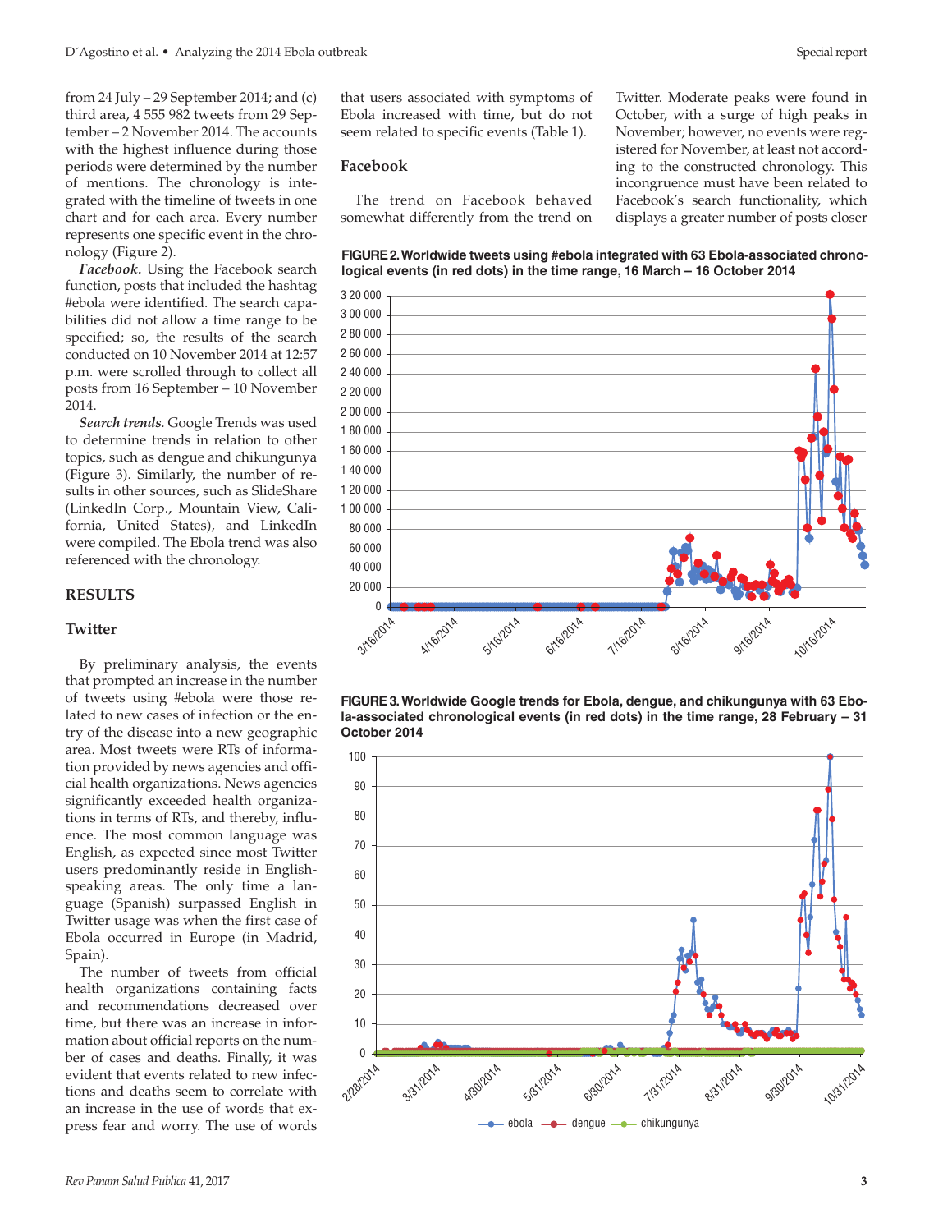from 24 July – 29 September 2014; and (c) third area, 4 555 982 tweets from 29 September – 2 November 2014. The accounts with the highest influence during those periods were determined by the number of mentions. The chronology is integrated with the timeline of tweets in one chart and for each area. Every number represents one specific event in the chronology (Figure 2).

***Facebook.*** Using the Facebook search function, posts that included the hashtag #ebola were identified. The search capabilities did not allow a time range to be specified; so, the results of the search conducted on 10 November 2014 at 12:57 p.m. were scrolled through to collect all posts from 16 September – 10 November 2014.

***Search trends.*** Google Trends was used to determine trends in relation to other topics, such as dengue and chikungunya (Figure 3). Similarly, the number of results in other sources, such as SlideShare (LinkedIn Corp., Mountain View, California, United States), and LinkedIn were compiled. The Ebola trend was also referenced with the chronology.

## RESULTS

### Twitter

By preliminary analysis, the events that prompted an increase in the number of tweets using #ebola were those related to new cases of infection or the entry of the disease into a new geographic area. Most tweets were RTs of information provided by news agencies and official health organizations. News agencies significantly exceeded health organizations in terms of RTs, and thereby, influence. The most common language was English, as expected since most Twitter users predominantly reside in English-speaking areas. The only time a language (Spanish) surpassed English in Twitter usage was when the first case of Ebola occurred in Europe (in Madrid, Spain).

The number of tweets from official health organizations containing facts and recommendations decreased over time, but there was an increase in information about official reports on the number of cases and deaths. Finally, it was evident that events related to new infections and deaths seem to correlate with an increase in the use of words that express fear and worry. The use of words that users associated with symptoms of Ebola increased with time, but do not seem related to specific events (Table 1).

### Facebook

The trend on Facebook behaved somewhat differently from the trend on Twitter. Moderate peaks were found in October, with a surge of high peaks in November; however, no events were registered for November, at least not according to the constructed chronology. This incongruence must have been related to Facebook's search functionality, which displays a greater number of posts closer

**FIGURE 2. Worldwide tweets using #ebola integrated with 63 Ebola-associated chronological events (in red dots) in the time range, 16 March – 16 October 2014**

**FIGURE 3. Worldwide Google trends for Ebola, dengue, and chikungunya with 63 Ebola-associated chronological events (in red dots) in the time range, 28 February – 31 October 2014**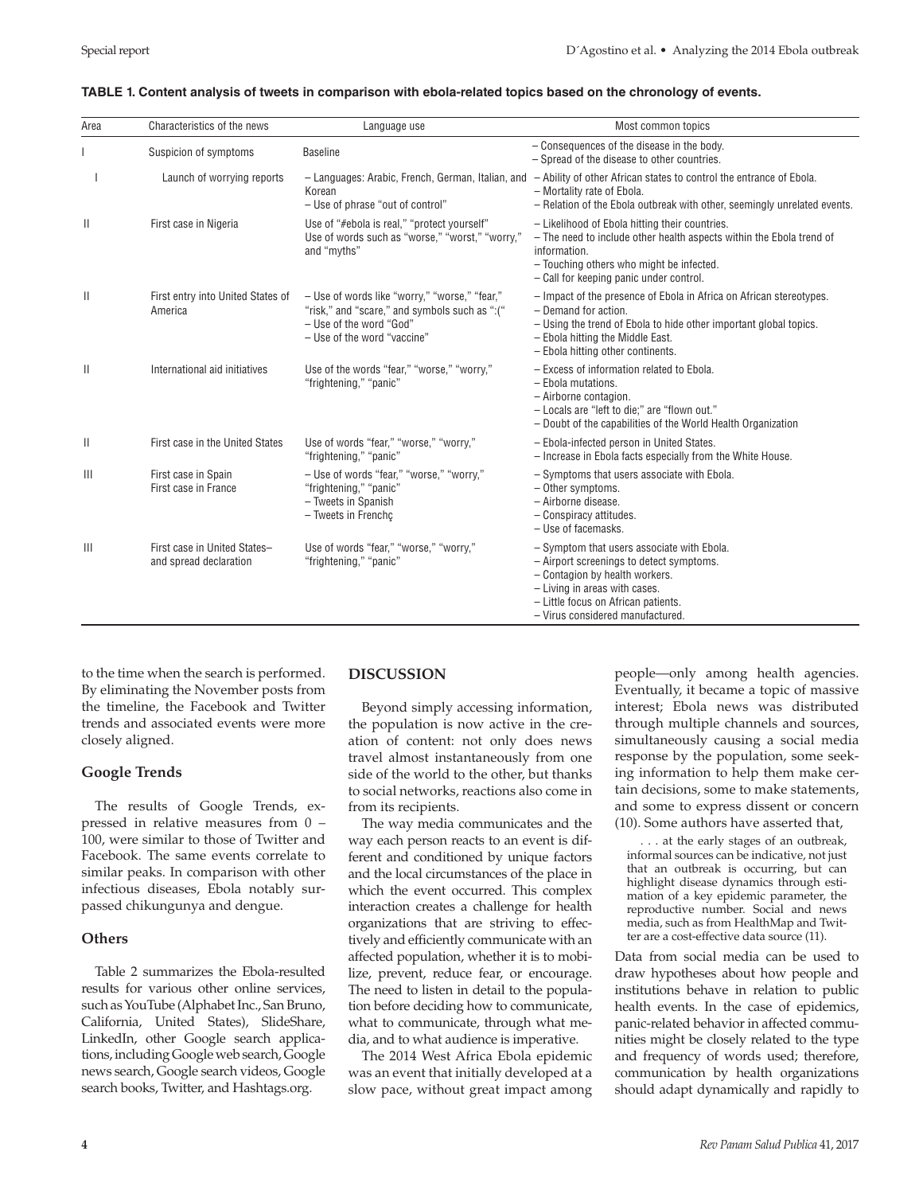**TABLE 1. Content analysis of tweets in comparison with ebola-related topics based on the chronology of events.**

| Area | Characteristics of the news | Language use | Most common topics |
|---|---|---|---|
| I | Suspicion of symptoms | Baseline | – Consequences of the disease in the body.<br>– Spread of the disease to other countries. |
| I | Launch of worrying reports | – Languages: Arabic, French, German, Italian, and Korean<br>– Use of phrase "out of control" | – Ability of other African states to control the entrance of Ebola.<br>– Mortality rate of Ebola.<br>– Relation of the Ebola outbreak with other, seemingly unrelated events. |
| II | First case in Nigeria | Use of "#ebola is real," "protect yourself"<br>Use of words such as "worse," "worst," "worry," and "myths" | – Likelihood of Ebola hitting their countries.<br>– The need to include other health aspects within the Ebola trend of information.<br>– Touching others who might be infected.<br>– Call for keeping panic under control. |
| II | First entry into United States of America | – Use of words like "worry," "worse," "fear," "risk," and "scare," and symbols such as ":("<br>– Use of the word "God"<br>– Use of the word "vaccine" | – Impact of the presence of Ebola in Africa on African stereotypes.<br>– Demand for action.<br>– Using the trend of Ebola to hide other important global topics.<br>– Ebola hitting the Middle East.<br>– Ebola hitting other continents. |
| II | International aid initiatives | Use of the words "fear," "worse," "worry," "frightening," "panic" | – Excess of information related to Ebola.<br>– Ebola mutations.<br>– Airborne contagion.<br>– Locals are "left to die;" are "flown out."<br>– Doubt of the capabilities of the World Health Organization |
| II | First case in the United States | Use of words "fear," "worse," "worry," "frightening," "panic" | – Ebola-infected person in United States.<br>– Increase in Ebola facts especially from the White House. |
| III | First case in Spain<br>First case in France | – Use of words "fear," "worse," "worry," "frightening," "panic"<br>– Tweets in Spanish<br>– Tweets in Frenchç | – Symptoms that users associate with Ebola.<br>– Other symptoms.<br>– Airborne disease.<br>– Conspiracy attitudes.<br>– Use of facemasks. |
| III | First case in United States–and spread declaration | Use of words "fear," "worse," "worry," "frightening," "panic" | – Symptom that users associate with Ebola.<br>– Airport screenings to detect symptoms.<br>– Contagion by health workers.<br>– Living in areas with cases.<br>– Little focus on African patients.<br>– Virus considered manufactured. |

to the time when the search is performed. By eliminating the November posts from the timeline, the Facebook and Twitter trends and associated events were more closely aligned.

### Google Trends

The results of Google Trends, expressed in relative measures from 0 – 100, were similar to those of Twitter and Facebook. The same events correlate to similar peaks. In comparison with other infectious diseases, Ebola notably surpassed chikungunya and dengue.

### Others

Table 2 summarizes the Ebola-resulted results for various other online services, such as YouTube (Alphabet Inc., San Bruno, California, United States), SlideShare, LinkedIn, other Google search applications, including Google web search, Google news search, Google search videos, Google search books, Twitter, and Hashtags.org.

## DISCUSSION

Beyond simply accessing information, the population is now active in the creation of content: not only does news travel almost instantaneously from one side of the world to the other, but thanks to social networks, reactions also come in from its recipients.

The way media communicates and the way each person reacts to an event is different and conditioned by unique factors and the local circumstances of the place in which the event occurred. This complex interaction creates a challenge for health organizations that are striving to effectively and efficiently communicate with an affected population, whether it is to mobilize, prevent, reduce fear, or encourage. The need to listen in detail to the population before deciding how to communicate, what to communicate, through what media, and to what audience is imperative.

The 2014 West Africa Ebola epidemic was an event that initially developed at a slow pace, without great impact among people—only among health agencies. Eventually, it became a topic of massive interest; Ebola news was distributed through multiple channels and sources, simultaneously causing a social media response by the population, some seeking information to help them make certain decisions, some to make statements, and some to express dissent or concern (10). Some authors have asserted that,

> . . . at the early stages of an outbreak, informal sources can be indicative, not just that an outbreak is occurring, but can highlight disease dynamics through estimation of a key epidemic parameter, the reproductive number. Social and news media, such as from HealthMap and Twitter are a cost-effective data source (11).

Data from social media can be used to draw hypotheses about how people and institutions behave in relation to public health events. In the case of epidemics, panic-related behavior in affected communities might be closely related to the type and frequency of words used; therefore, communication by health organizations should adapt dynamically and rapidly to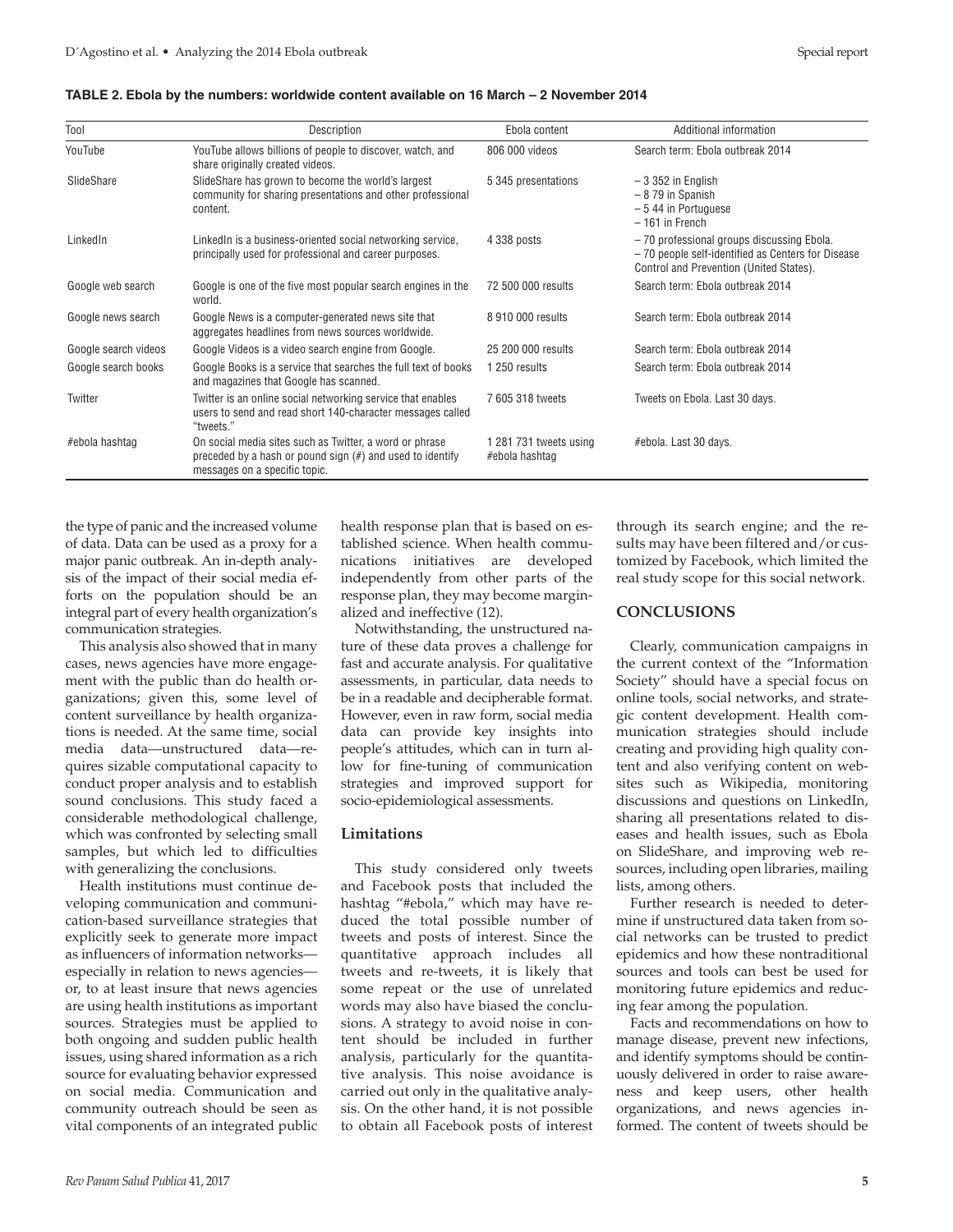**TABLE 2. Ebola by the numbers: worldwide content available on 16 March – 2 November 2014**

| Tool | Description | Ebola content | Additional information |
| --- | --- | --- | --- |
| YouTube | YouTube allows billions of people to discover, watch, and share originally created videos. | 806 000 videos | Search term: Ebola outbreak 2014 |
| SlideShare | SlideShare has grown to become the world's largest community for sharing presentations and other professional content. | 5 345 presentations | – 3 352 in English<br>– 8 79 in Spanish<br>– 5 44 in Portuguese<br>– 161 in French |
| LinkedIn | LinkedIn is a business-oriented social networking service, principally used for professional and career purposes. | 4 338 posts | – 70 professional groups discussing Ebola.<br>– 70 people self-identified as Centers for Disease Control and Prevention (United States). |
| Google web search | Google is one of the five most popular search engines in the world. | 72 500 000 results | Search term: Ebola outbreak 2014 |
| Google news search | Google News is a computer-generated news site that aggregates headlines from news sources worldwide. | 8 910 000 results | Search term: Ebola outbreak 2014 |
| Google search videos | Google Videos is a video search engine from Google. | 25 200 000 results | Search term: Ebola outbreak 2014 |
| Google search books | Google Books is a service that searches the full text of books and magazines that Google has scanned. | 1 250 results | Search term: Ebola outbreak 2014 |
| Twitter | Twitter is an online social networking service that enables users to send and read short 140-character messages called "tweets." | 7 605 318 tweets | Tweets on Ebola. Last 30 days. |
| #ebola hashtag | On social media sites such as Twitter, a word or phrase preceded by a hash or pound sign (#) and used to identify messages on a specific topic. | 1 281 731 tweets using #ebola hashtag | #ebola. Last 30 days. |

the type of panic and the increased volume of data. Data can be used as a proxy for a major panic outbreak. An in-depth analysis of the impact of their social media efforts on the population should be an integral part of every health organization's communication strategies.

This analysis also showed that in many cases, news agencies have more engagement with the public than do health organizations; given this, some level of content surveillance by health organizations is needed. At the same time, social media data—unstructured data—requires sizable computational capacity to conduct proper analysis and to establish sound conclusions. This study faced a considerable methodological challenge, which was confronted by selecting small samples, but which led to difficulties with generalizing the conclusions.

Health institutions must continue developing communication and communication-based surveillance strategies that explicitly seek to generate more impact as influencers of information networks—especially in relation to news agencies—or, to at least insure that news agencies are using health institutions as important sources. Strategies must be applied to both ongoing and sudden public health issues, using shared information as a rich source for evaluating behavior expressed on social media. Communication and community outreach should be seen as vital components of an integrated public health response plan that is based on established science. When health communications initiatives are developed independently from other parts of the response plan, they may become marginalized and ineffective (12).

Notwithstanding, the unstructured nature of these data proves a challenge for fast and accurate analysis. For qualitative assessments, in particular, data needs to be in a readable and decipherable format. However, even in raw form, social media data can provide key insights into people's attitudes, which can in turn allow for fine-tuning of communication strategies and improved support for socio-epidemiological assessments.

### Limitations

This study considered only tweets and Facebook posts that included the hashtag "#ebola," which may have reduced the total possible number of tweets and posts of interest. Since the quantitative approach includes all tweets and re-tweets, it is likely that some repeat or the use of unrelated words may also have biased the conclusions. A strategy to avoid noise in content should be included in further analysis, particularly for the quantitative analysis. This noise avoidance is carried out only in the qualitative analysis. On the other hand, it is not possible to obtain all Facebook posts of interest through its search engine; and the results may have been filtered and/or customized by Facebook, which limited the real study scope for this social network.

## CONCLUSIONS

Clearly, communication campaigns in the current context of the "Information Society" should have a special focus on online tools, social networks, and strategic content development. Health communication strategies should include creating and providing high quality content and also verifying content on websites such as Wikipedia, monitoring discussions and questions on LinkedIn, sharing all presentations related to diseases and health issues, such as Ebola on SlideShare, and improving web resources, including open libraries, mailing lists, among others.

Further research is needed to determine if unstructured data taken from social networks can be trusted to predict epidemics and how these nontraditional sources and tools can best be used for monitoring future epidemics and reducing fear among the population.

Facts and recommendations on how to manage disease, prevent new infections, and identify symptoms should be continuously delivered in order to raise awareness and keep users, other health organizations, and news agencies informed. The content of tweets should be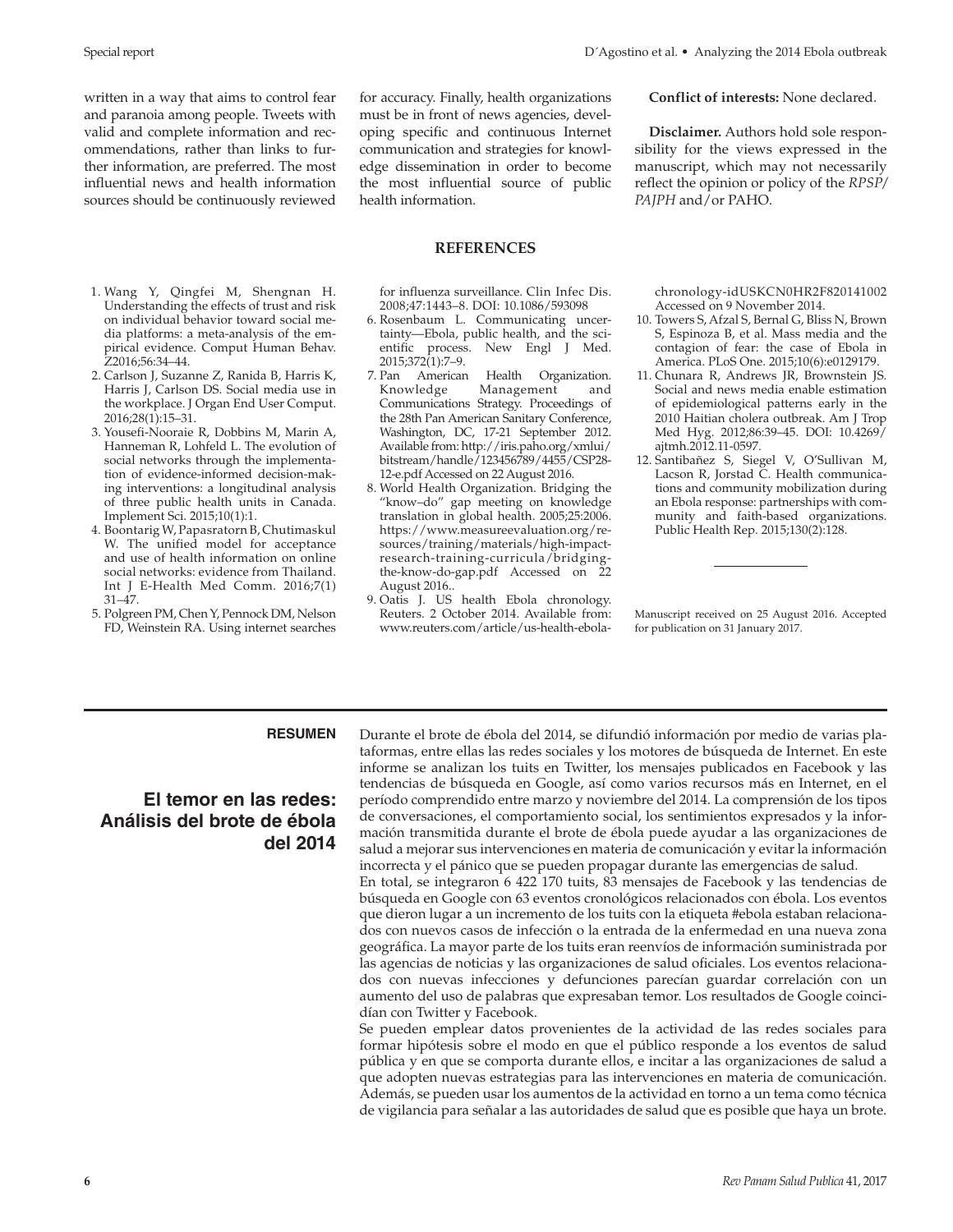written in a way that aims to control fear and paranoia among people. Tweets with valid and complete information and recommendations, rather than links to further information, are preferred. The most influential news and health information sources should be continuously reviewed for accuracy. Finally, health organizations must be in front of news agencies, developing specific and continuous Internet communication and strategies for knowledge dissemination in order to become the most influential source of public health information.

**Conflict of interests:** None declared.

**Disclaimer.** Authors hold sole responsibility for the views expressed in the manuscript, which may not necessarily reflect the opinion or policy of the *RPSP/PAJPH* and/or PAHO.

## REFERENCES

1. Wang Y, Qingfei M, Shengnan H. Understanding the effects of trust and risk on individual behavior toward social media platforms: a meta-analysis of the empirical evidence. Comput Human Behav. Z2016;56:34–44.
2. Carlson J, Suzanne Z, Ranida B, Harris K, Harris J, Carlson DS. Social media use in the workplace. J Organ End User Comput. 2016;28(1):15–31.
3. Yousefi-Nooraie R, Dobbins M, Marin A, Hanneman R, Lohfeld L. The evolution of social networks through the implementation of evidence-informed decision-making interventions: a longitudinal analysis of three public health units in Canada. Implement Sci. 2015;10(1):1.
4. Boontarig W, Papasratorn B, Chutimaskul W. The unified model for acceptance and use of health information on online social networks: evidence from Thailand. Int J E-Health Med Comm. 2016;7(1) 31–47.
5. Polgreen PM, Chen Y, Pennock DM, Nelson FD, Weinstein RA. Using internet searches for influenza surveillance. Clin Infec Dis. 2008;47:1443–8. DOI: 10.1086/593098
6. Rosenbaum L. Communicating uncertainty—Ebola, public health, and the scientific process. New Engl J Med. 2015;372(1):7–9.
7. Pan American Health Organization. Knowledge Management and Communications Strategy. Proceedings of the 28th Pan American Sanitary Conference, Washington, DC, 17-21 September 2012. Available from: http://iris.paho.org/xmlui/bitstream/handle/123456789/4455/CSP28-12-e.pdf Accessed on 22 August 2016.
8. World Health Organization. Bridging the "know–do" gap meeting on knowledge translation in global health. 2005;25:2006. https://www.measureevaluation.org/resources/training/materials/high-impact-research-training-curricula/bridging-the-know-do-gap.pdf Accessed on 22 August 2016..
9. Oatis J. US health Ebola chronology. Reuters. 2 October 2014. Available from: www.reuters.com/article/us-health-ebola-chronology-idUSKCN0HR2F820141002 Accessed on 9 November 2014.
10. Towers S, Afzal S, Bernal G, Bliss N, Brown S, Espinoza B, et al. Mass media and the contagion of fear: the case of Ebola in America. PLoS One. 2015;10(6):e0129179.
11. Chunara R, Andrews JR, Brownstein JS. Social and news media enable estimation of epidemiological patterns early in the 2010 Haitian cholera outbreak. Am J Trop Med Hyg. 2012;86:39–45. DOI: 10.4269/ajtmh.2012.11-0597.
12. Santibañez S, Siegel V, O'Sullivan M, Lacson R, Jorstad C. Health communications and community mobilization during an Ebola response: partnerships with community and faith-based organizations. Public Health Rep. 2015;130(2):128.

Manuscript received on 25 August 2016. Accepted for publication on 31 January 2017.

---

**RESUMEN**

## El temor en las redes: Análisis del brote de ébola del 2014

Durante el brote de ébola del 2014, se difundió información por medio de varias plataformas, entre ellas las redes sociales y los motores de búsqueda de Internet. En este informe se analizan los tuits en Twitter, los mensajes publicados en Facebook y las tendencias de búsqueda en Google, así como varios recursos más en Internet, en el período comprendido entre marzo y noviembre del 2014. La comprensión de los tipos de conversaciones, el comportamiento social, los sentimientos expresados y la información transmitida durante el brote de ébola puede ayudar a las organizaciones de salud a mejorar sus intervenciones en materia de comunicación y evitar la información incorrecta y el pánico que se pueden propagar durante las emergencias de salud.

En total, se integraron 6 422 170 tuits, 83 mensajes de Facebook y las tendencias de búsqueda en Google con 63 eventos cronológicos relacionados con ébola. Los eventos que dieron lugar a un incremento de los tuits con la etiqueta #ebola estaban relacionados con nuevos casos de infección o la entrada de la enfermedad en una nueva zona geográfica. La mayor parte de los tuits eran reenvíos de información suministrada por las agencias de noticias y las organizaciones de salud oficiales. Los eventos relacionados con nuevas infecciones y defunciones parecían guardar correlación con un aumento del uso de palabras que expresaban temor. Los resultados de Google coincidían con Twitter y Facebook.

Se pueden emplear datos provenientes de la actividad de las redes sociales para formar hipótesis sobre el modo en que el público responde a los eventos de salud pública y en que se comporta durante ellos, e incitar a las organizaciones de salud a que adopten nuevas estrategias para las intervenciones en materia de comunicación. Además, se pueden usar los aumentos de la actividad en torno a un tema como técnica de vigilancia para señalar a las autoridades de salud que es posible que haya un brote.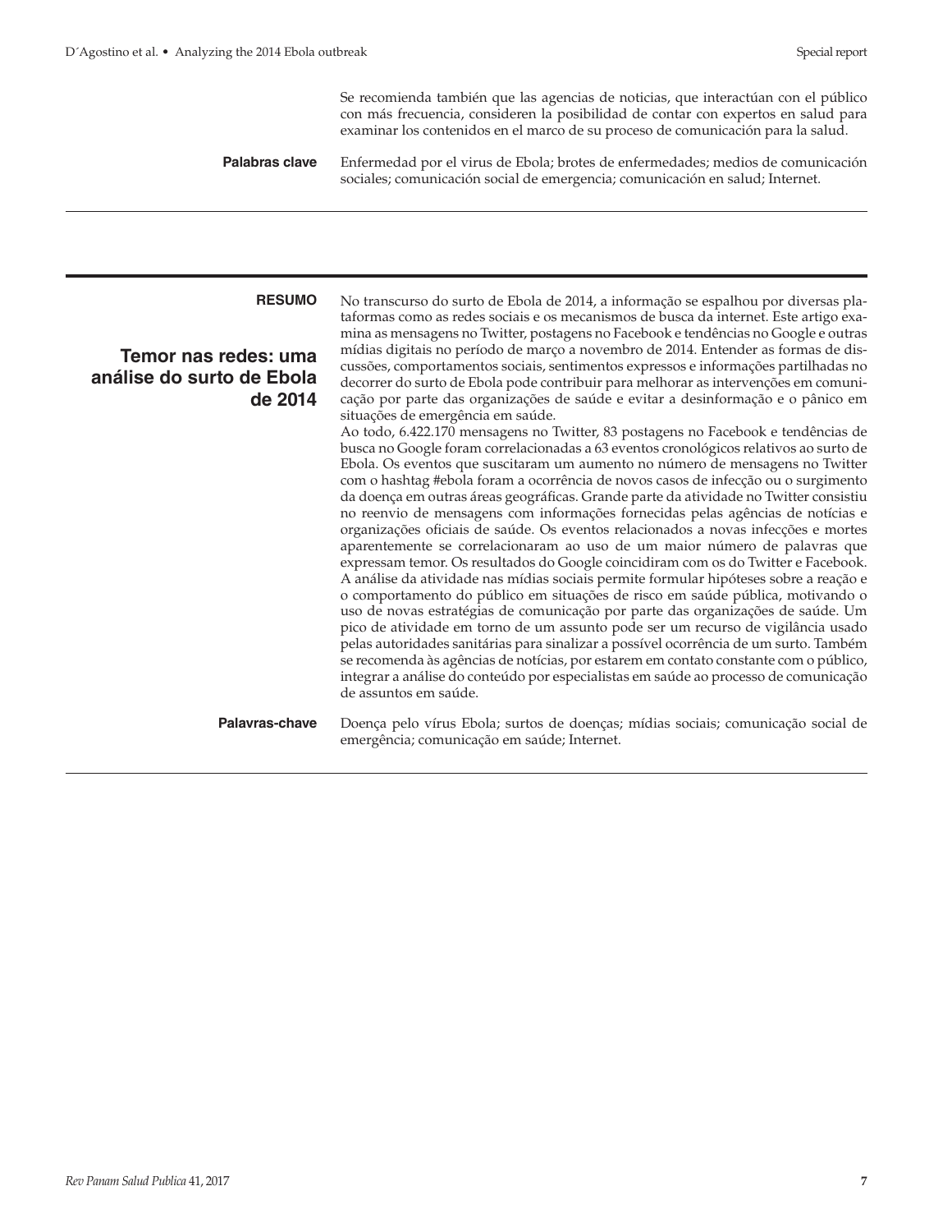Se recomienda también que las agencias de noticias, que interactúan con el público con más frecuencia, consideren la posibilidad de contar con expertos en salud para examinar los contenidos en el marco de su proceso de comunicación para la salud.

**Palabras clave** Enfermedad por el virus de Ebola; brotes de enfermedades; medios de comunicación sociales; comunicación social de emergencia; comunicación en salud; Internet.

---

## Temor nas redes: uma análise do surto de Ebola de 2014

**RESUMO**

No transcurso do surto de Ebola de 2014, a informação se espalhou por diversas plataformas como as redes sociais e os mecanismos de busca da internet. Este artigo examina as mensagens no Twitter, postagens no Facebook e tendências no Google e outras mídias digitais no período de março a novembro de 2014. Entender as formas de discussões, comportamentos sociais, sentimentos expressos e informações partilhadas no decorrer do surto de Ebola pode contribuir para melhorar as intervenções em comunicação por parte das organizações de saúde e evitar a desinformação e o pânico em situações de emergência em saúde.

Ao todo, 6.422.170 mensagens no Twitter, 83 postagens no Facebook e tendências de busca no Google foram correlacionadas a 63 eventos cronológicos relativos ao surto de Ebola. Os eventos que suscitaram um aumento no número de mensagens no Twitter com o hashtag #ebola foram a ocorrência de novos casos de infecção ou o surgimento da doença em outras áreas geográficas. Grande parte da atividade no Twitter consistiu no reenvio de mensagens com informações fornecidas pelas agências de notícias e organizações oficiais de saúde. Os eventos relacionados a novas infecções e mortes aparentemente se correlacionaram ao uso de um maior número de palavras que expressam temor. Os resultados do Google coincidiram com os do Twitter e Facebook. A análise da atividade nas mídias sociais permite formular hipóteses sobre a reação e o comportamento do público em situações de risco em saúde pública, motivando o uso de novas estratégias de comunicação por parte das organizações de saúde. Um pico de atividade em torno de um assunto pode ser um recurso de vigilância usado pelas autoridades sanitárias para sinalizar a possível ocorrência de um surto. Também se recomenda às agências de notícias, por estarem em contato constante com o público, integrar a análise do conteúdo por especialistas em saúde ao processo de comunicação de assuntos em saúde.

**Palavras-chave** Doença pelo vírus Ebola; surtos de doenças; mídias sociais; comunicação social de emergência; comunicação em saúde; Internet.